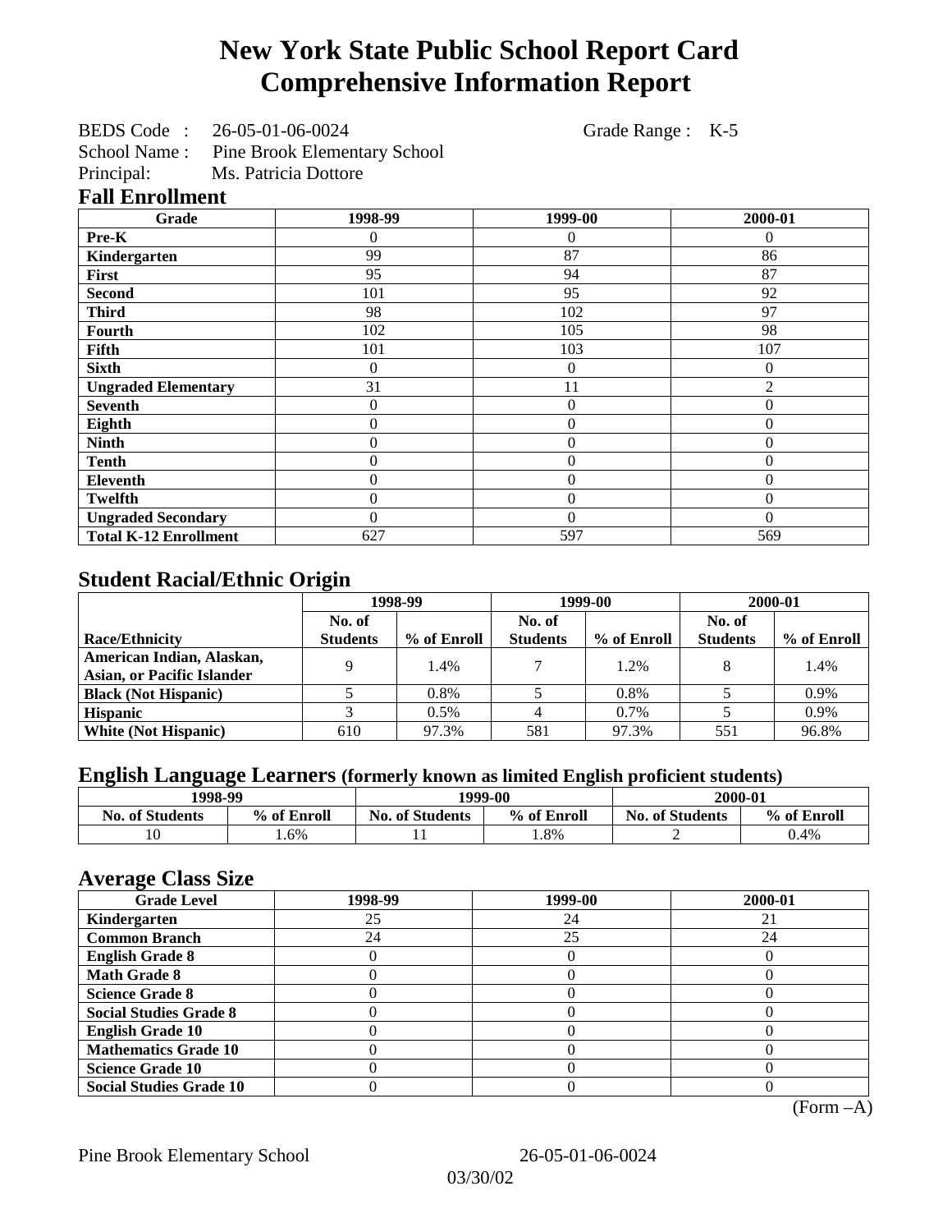# New York State Public School Report Card
# Comprehensive Information Report

BEDS Code : 26-05-01-06-0024 Grade Range : K-5
School Name : Pine Brook Elementary School
Principal: Ms. Patricia Dottore

## Fall Enrollment

| Grade | 1998-99 | 1999-00 | 2000-01 |
|---|---|---|---|
| **Pre-K** | 0 | 0 | 0 |
| **Kindergarten** | 99 | 87 | 86 |
| **First** | 95 | 94 | 87 |
| **Second** | 101 | 95 | 92 |
| **Third** | 98 | 102 | 97 |
| **Fourth** | 102 | 105 | 98 |
| **Fifth** | 101 | 103 | 107 |
| **Sixth** | 0 | 0 | 0 |
| **Ungraded Elementary** | 31 | 11 | 2 |
| **Seventh** | 0 | 0 | 0 |
| **Eighth** | 0 | 0 | 0 |
| **Ninth** | 0 | 0 | 0 |
| **Tenth** | 0 | 0 | 0 |
| **Eleventh** | 0 | 0 | 0 |
| **Twelfth** | 0 | 0 | 0 |
| **Ungraded Secondary** | 0 | 0 | 0 |
| **Total K-12 Enrollment** | 627 | 597 | 569 |

## Student Racial/Ethnic Origin

| | 1998-99 | | 1999-00 | | 2000-01 | |
|---|---|---|---|---|---|---|
| **Race/Ethnicity** | **No. of Students** | **% of Enroll** | **No. of Students** | **% of Enroll** | **No. of Students** | **% of Enroll** |
| **American Indian, Alaskan, Asian, or Pacific Islander** | 9 | 1.4% | 7 | 1.2% | 8 | 1.4% |
| **Black (Not Hispanic)** | 5 | 0.8% | 5 | 0.8% | 5 | 0.9% |
| **Hispanic** | 3 | 0.5% | 4 | 0.7% | 5 | 0.9% |
| **White (Not Hispanic)** | 610 | 97.3% | 581 | 97.3% | 551 | 96.8% |

## English Language Learners (formerly known as limited English proficient students)

| 1998-99 | | 1999-00 | | 2000-01 | |
|---|---|---|---|---|---|
| **No. of Students** | **% of Enroll** | **No. of Students** | **% of Enroll** | **No. of Students** | **% of Enroll** |
| 10 | 1.6% | 11 | 1.8% | 2 | 0.4% |

## Average Class Size

| Grade Level | 1998-99 | 1999-00 | 2000-01 |
|---|---|---|---|
| **Kindergarten** | 25 | 24 | 21 |
| **Common Branch** | 24 | 25 | 24 |
| **English Grade 8** | 0 | 0 | 0 |
| **Math Grade 8** | 0 | 0 | 0 |
| **Science Grade 8** | 0 | 0 | 0 |
| **Social Studies Grade 8** | 0 | 0 | 0 |
| **English Grade 10** | 0 | 0 | 0 |
| **Mathematics Grade 10** | 0 | 0 | 0 |
| **Science Grade 10** | 0 | 0 | 0 |
| **Social Studies Grade 10** | 0 | 0 | 0 |

(Form –A)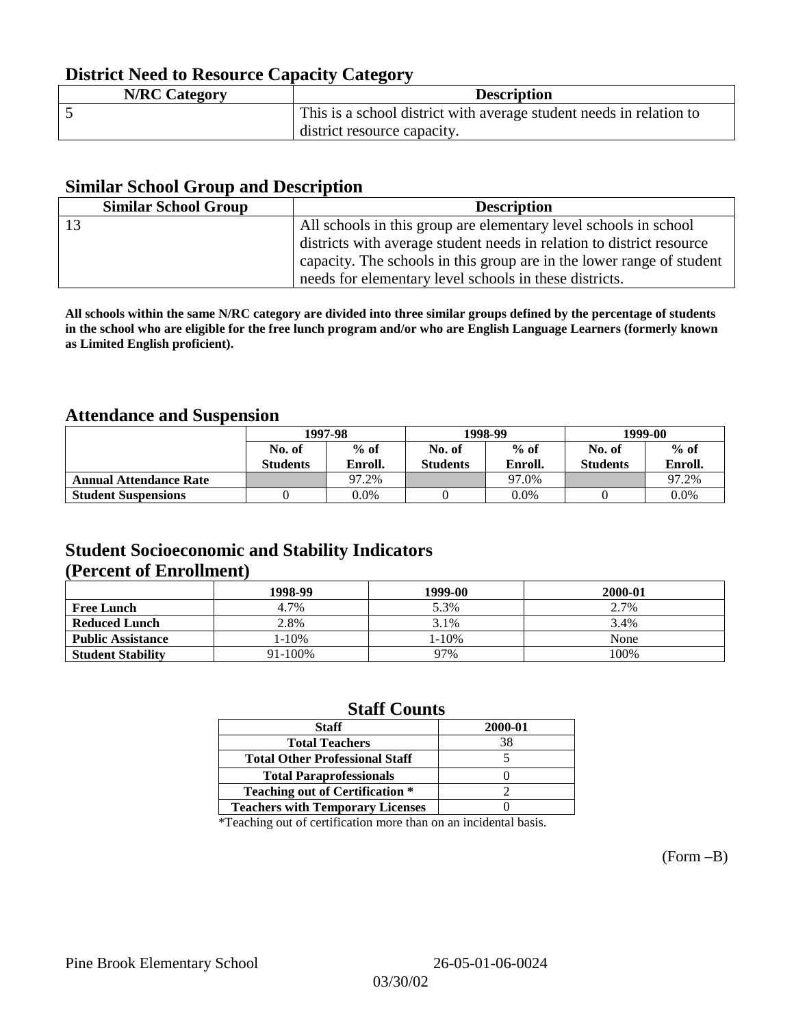## District Need to Resource Capacity Category

| N/RC Category | Description |
|---|---|
| 5 | This is a school district with average student needs in relation to district resource capacity. |

## Similar School Group and Description

| Similar School Group | Description |
|---|---|
| 13 | All schools in this group are elementary level schools in school districts with average student needs in relation to district resource capacity. The schools in this group are in the lower range of student needs for elementary level schools in these districts. |

**All schools within the same N/RC category are divided into three similar groups defined by the percentage of students in the school who are eligible for the free lunch program and/or who are English Language Learners (formerly known as Limited English proficient).**

## Attendance and Suspension

| | 1997-98 | | 1998-99 | | 1999-00 | |
|---|---|---|---|---|---|---|
| | No. of Students | % of Enroll. | No. of Students | % of Enroll. | No. of Students | % of Enroll. |
| **Annual Attendance Rate** | | 97.2% | | 97.0% | | 97.2% |
| **Student Suspensions** | 0 | 0.0% | 0 | 0.0% | 0 | 0.0% |

## Student Socioeconomic and Stability Indicators (Percent of Enrollment)

| | 1998-99 | 1999-00 | 2000-01 |
|---|---|---|---|
| **Free Lunch** | 4.7% | 5.3% | 2.7% |
| **Reduced Lunch** | 2.8% | 3.1% | 3.4% |
| **Public Assistance** | 1-10% | 1-10% | None |
| **Student Stability** | 91-100% | 97% | 100% |

## Staff Counts

| Staff | 2000-01 |
|---|---|
| Total Teachers | 38 |
| Total Other Professional Staff | 5 |
| Total Paraprofessionals | 0 |
| Teaching out of Certification * | 2 |
| Teachers with Temporary Licenses | 0 |

*Teaching out of certification more than on an incidental basis.

(Form –B)

Pine Brook Elementary School 26-05-01-06-0024

03/30/02